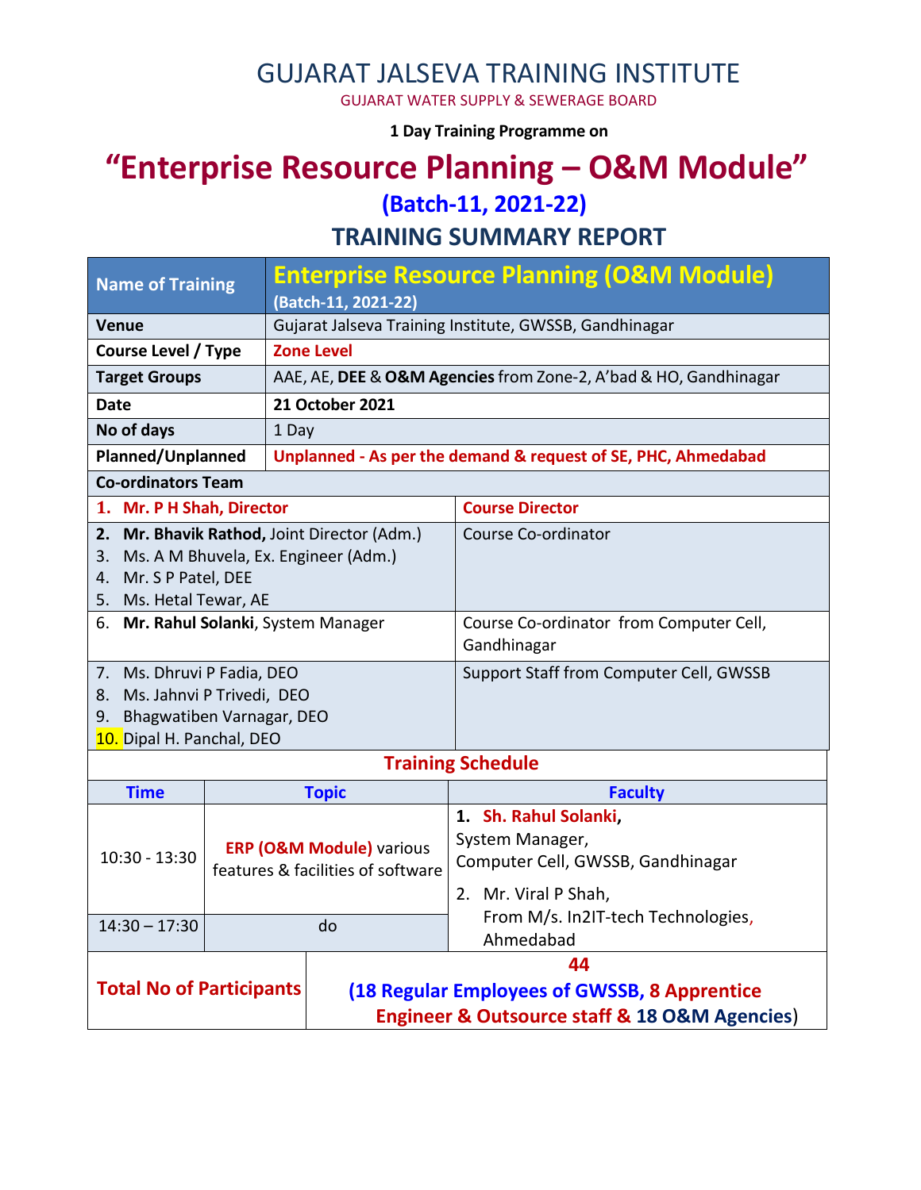# GUJARAT JALSEVA TRAINING INSTITUTE

GUJARAT WATER SUPPLY & SEWERAGE BOARD

**1 Day Training Programme on**

# "Enterprise Resource Planning – O&M Module"

## (Batch-11, 2021-22)

## TRAINING SUMMARY REPORT

| **Name of Training** | **Enterprise Resource Planning (O&M Module)** **(Batch-11, 2021-22)** |
|---|---|
| **Venue** | Gujarat Jalseva Training Institute, GWSSB, Gandhinagar |
| **Course Level / Type** | **Zone Level** |
| **Target Groups** | AAE, AE, **DEE** & **O&M Agencies** from Zone-2, A'bad & HO, Gandhinagar |
| **Date** | **21 October 2021** |
| **No of days** | 1 Day |
| **Planned/Unplanned** | **Unplanned - As per the demand & request of SE, PHC, Ahmedabad** |

| **Co-ordinators Team** | |
|---|---|
| 1. **Mr. P H Shah, Director** | **Course Director** |
| 2. **Mr. Bhavik Rathod,** Joint Director (Adm.)<br>3. Ms. A M Bhuvela, Ex. Engineer (Adm.)<br>4. Mr. S P Patel, DEE<br>5. Ms. Hetal Tewar, AE | Course Co-ordinator |
| 6. **Mr. Rahul Solanki**, System Manager | Course Co-ordinator from Computer Cell, Gandhinagar |
| 7. Ms. Dhruvi P Fadia, DEO<br>8. Ms. Jahnvi P Trivedi, DEO<br>9. Bhagwatiben Varnagar, DEO<br>10. Dipal H. Panchal, DEO | Support Staff from Computer Cell, GWSSB |

**Training Schedule**

| Time | Topic | Faculty |
|---|---|---|
| 10:30 - 13:30 | **ERP (O&M Module)** various features & facilities of software | 1. **Sh. Rahul Solanki**, System Manager, Computer Cell, GWSSB, Gandhinagar<br>2. Mr. Viral P Shah, From M/s. In2IT-tech Technologies, Ahmedabad |
| 14:30 – 17:30 | do | |

| **Total No of Participants** | **44** **(18 Regular Employees of GWSSB, 8 Apprentice Engineer & Outsource staff & 18 O&M Agencies)** |
|---|---|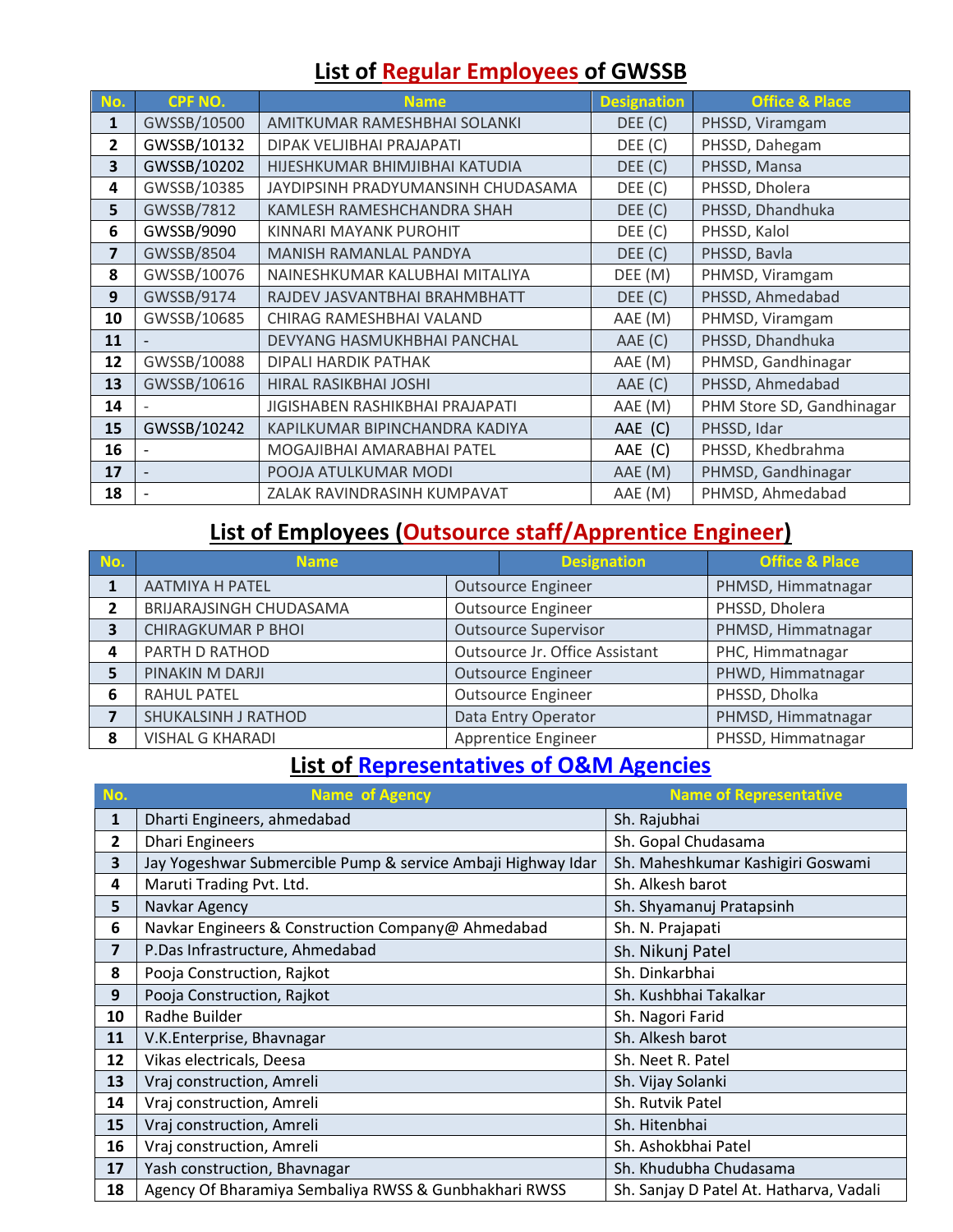## List of Regular Employees of GWSSB

| No. | CPF NO. | Name | Designation | Office & Place |
|---|---|---|---|---|
| 1 | GWSSB/10500 | AMITKUMAR RAMESHBHAI SOLANKI | DEE (C) | PHSSD, Viramgam |
| 2 | GWSSB/10132 | DIPAK VELJIBHAI PRAJAPATI | DEE (C) | PHSSD, Dahegam |
| 3 | GWSSB/10202 | HIJESHKUMAR BHIMJIBHAI KATUDIA | DEE (C) | PHSSD, Mansa |
| 4 | GWSSB/10385 | JAYDIPSINH PRADYUMANSINH CHUDASAMA | DEE (C) | PHSSD, Dholera |
| 5 | GWSSB/7812 | KAMLESH RAMESHCHANDRA SHAH | DEE (C) | PHSSD, Dhandhuka |
| 6 | GWSSB/9090 | KINNARI MAYANK PUROHIT | DEE (C) | PHSSD, Kalol |
| 7 | GWSSB/8504 | MANISH RAMANLAL PANDYA | DEE (C) | PHSSD, Bavla |
| 8 | GWSSB/10076 | NAINESHKUMAR KALUBHAI MITALIYA | DEE (M) | PHMSD, Viramgam |
| 9 | GWSSB/9174 | RAJDEV JASVANTBHAI BRAHMBHATT | DEE (C) | PHSSD, Ahmedabad |
| 10 | GWSSB/10685 | CHIRAG RAMESHBHAI VALAND | AAE (M) | PHMSD, Viramgam |
| 11 | - | DEVYANG HASMUKHBHAI PANCHAL | AAE (C) | PHSSD, Dhandhuka |
| 12 | GWSSB/10088 | DIPALI HARDIK PATHAK | AAE (M) | PHMSD, Gandhinagar |
| 13 | GWSSB/10616 | HIRAL RASIKBHAI JOSHI | AAE (C) | PHSSD, Ahmedabad |
| 14 | - | JIGISHABEN RASHIKBHAI PRAJAPATI | AAE (M) | PHM Store SD, Gandhinagar |
| 15 | GWSSB/10242 | KAPILKUMAR BIPINCHANDRA KADIYA | AAE (C) | PHSSD, Idar |
| 16 | - | MOGAJIBHAI AMARABHAI PATEL | AAE (C) | PHSSD, Khedbrahma |
| 17 | - | POOJA ATULKUMAR MODI | AAE (M) | PHMSD, Gandhinagar |
| 18 | - | ZALAK RAVINDRASINH KUMPAVAT | AAE (M) | PHMSD, Ahmedabad |

## List of Employees (Outsource staff/Apprentice Engineer)

| No. | Name | Designation | Office & Place |
|---|---|---|---|
| 1 | AATMIYA H PATEL | Outsource Engineer | PHMSD, Himmatnagar |
| 2 | BRIJARAJSINGH CHUDASAMA | Outsource Engineer | PHSSD, Dholera |
| 3 | CHIRAGKUMAR P BHOI | Outsource Supervisor | PHMSD, Himmatnagar |
| 4 | PARTH D RATHOD | Outsource Jr. Office Assistant | PHC, Himmatnagar |
| 5 | PINAKIN M DARJI | Outsource Engineer | PHWD, Himmatnagar |
| 6 | RAHUL PATEL | Outsource Engineer | PHSSD, Dholka |
| 7 | SHUKALSINH J RATHOD | Data Entry Operator | PHMSD, Himmatnagar |
| 8 | VISHAL G KHARADI | Apprentice Engineer | PHSSD, Himmatnagar |

## List of Representatives of O&M Agencies

| No. | Name of Agency | Name of Representative |
|---|---|---|
| 1 | Dharti Engineers, ahmedabad | Sh. Rajubhai |
| 2 | Dhari Engineers | Sh. Gopal Chudasama |
| 3 | Jay Yogeshwar Submercible Pump & service Ambaji Highway Idar | Sh. Maheshkumar Kashigiri Goswami |
| 4 | Maruti Trading Pvt. Ltd. | Sh. Alkesh barot |
| 5 | Navkar Agency | Sh. Shyamanuj Pratapsinh |
| 6 | Navkar Engineers & Construction Company@ Ahmedabad | Sh. N. Prajapati |
| 7 | P.Das Infrastructure, Ahmedabad | Sh. Nikunj Patel |
| 8 | Pooja Construction, Rajkot | Sh. Dinkarbhai |
| 9 | Pooja Construction, Rajkot | Sh. Kushbhai Takalkar |
| 10 | Radhe Builder | Sh. Nagori Farid |
| 11 | V.K.Enterprise, Bhavnagar | Sh. Alkesh barot |
| 12 | Vikas electricals, Deesa | Sh. Neet R. Patel |
| 13 | Vraj construction, Amreli | Sh. Vijay Solanki |
| 14 | Vraj construction, Amreli | Sh. Rutvik Patel |
| 15 | Vraj construction, Amreli | Sh. Hitenbhai |
| 16 | Vraj construction, Amreli | Sh. Ashokbhai Patel |
| 17 | Yash construction, Bhavnagar | Sh. Khudubha Chudasama |
| 18 | Agency Of Bharamiya Sembaliya RWSS & Gunbhakhari RWSS | Sh. Sanjay D Patel At. Hatharva, Vadali |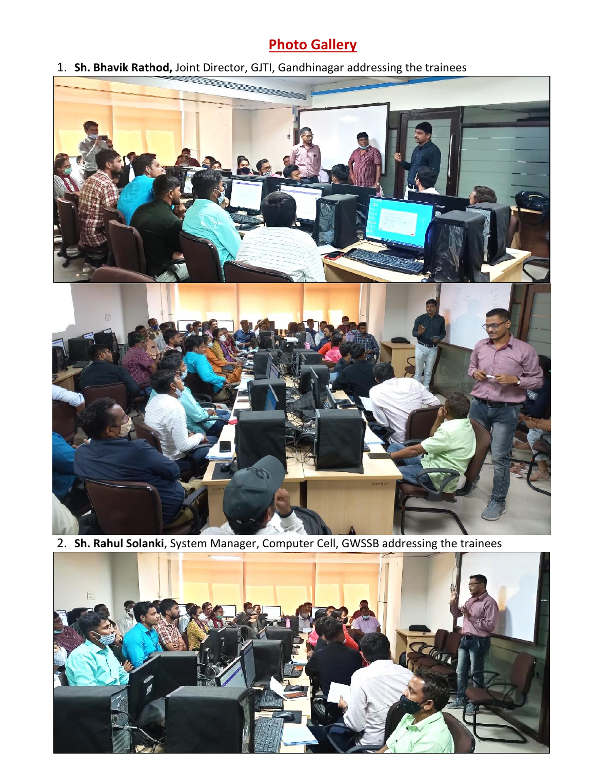# Photo Gallery

1. **Sh. Bhavik Rathod,** Joint Director, GJTI, Gandhinagar addressing the trainees

2. **Sh. Rahul Solanki**, System Manager, Computer Cell, GWSSB addressing the trainees